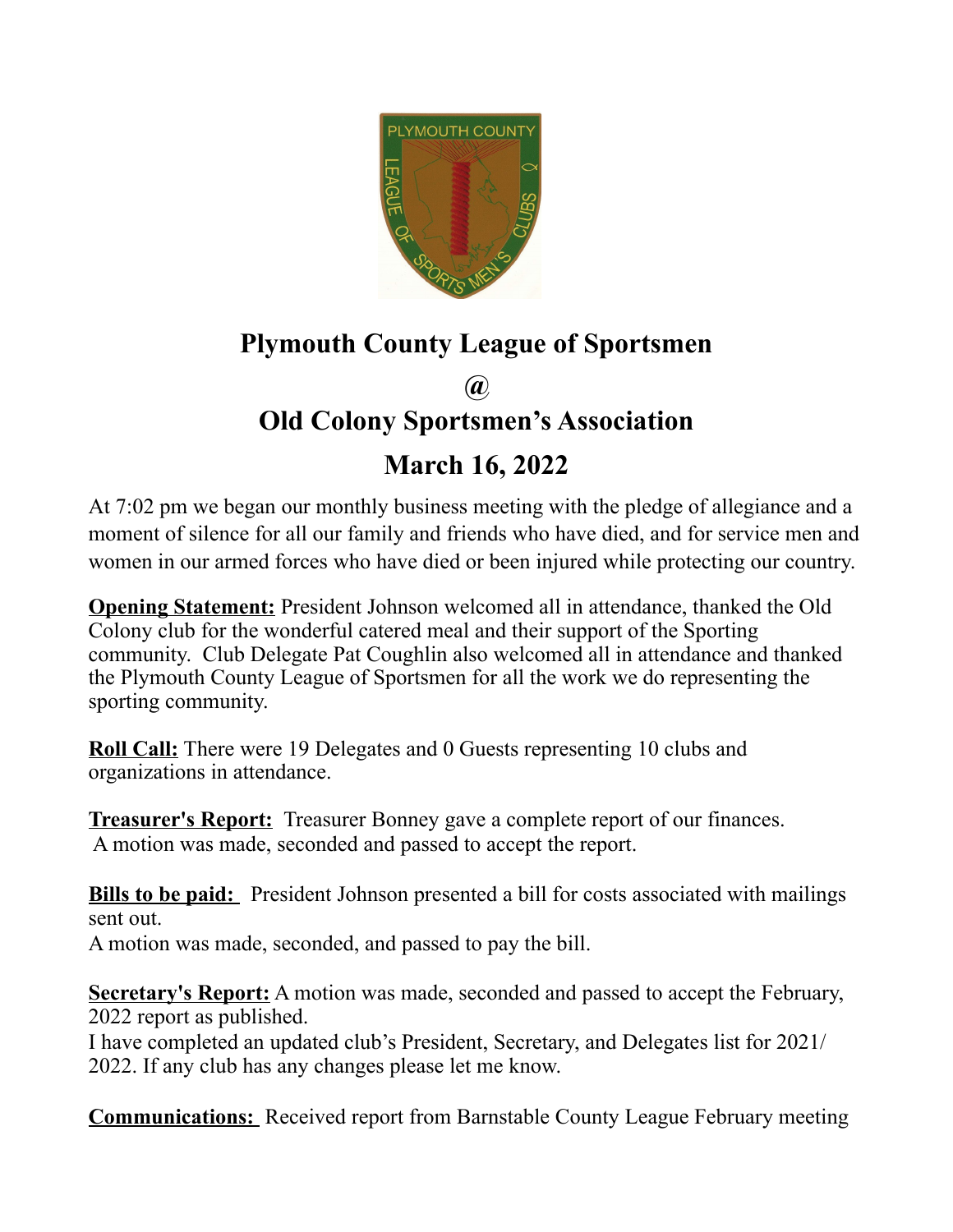# Plymouth County League of Sportsmen

## @

## Old Colony Sportsmen's Association

## March 16, 2022

At 7:02 pm we began our monthly business meeting with the pledge of allegiance and a moment of silence for all our family and friends who have died, and for service men and women in our armed forces who have died or been injured while protecting our country.

**Opening Statement:** President Johnson welcomed all in attendance, thanked the Old Colony club for the wonderful catered meal and their support of the Sporting community. Club Delegate Pat Coughlin also welcomed all in attendance and thanked the Plymouth County League of Sportsmen for all the work we do representing the sporting community.

**Roll Call:** There were 19 Delegates and 0 Guests representing 10 clubs and organizations in attendance.

**Treasurer's Report:** Treasurer Bonney gave a complete report of our finances. A motion was made, seconded and passed to accept the report.

**Bills to be paid:** President Johnson presented a bill for costs associated with mailings sent out.
A motion was made, seconded, and passed to pay the bill.

**Secretary's Report:** A motion was made, seconded and passed to accept the February, 2022 report as published.
I have completed an updated club's President, Secretary, and Delegates list for 2021/2022. If any club has any changes please let me know.

**Communications:** Received report from Barnstable County League February meeting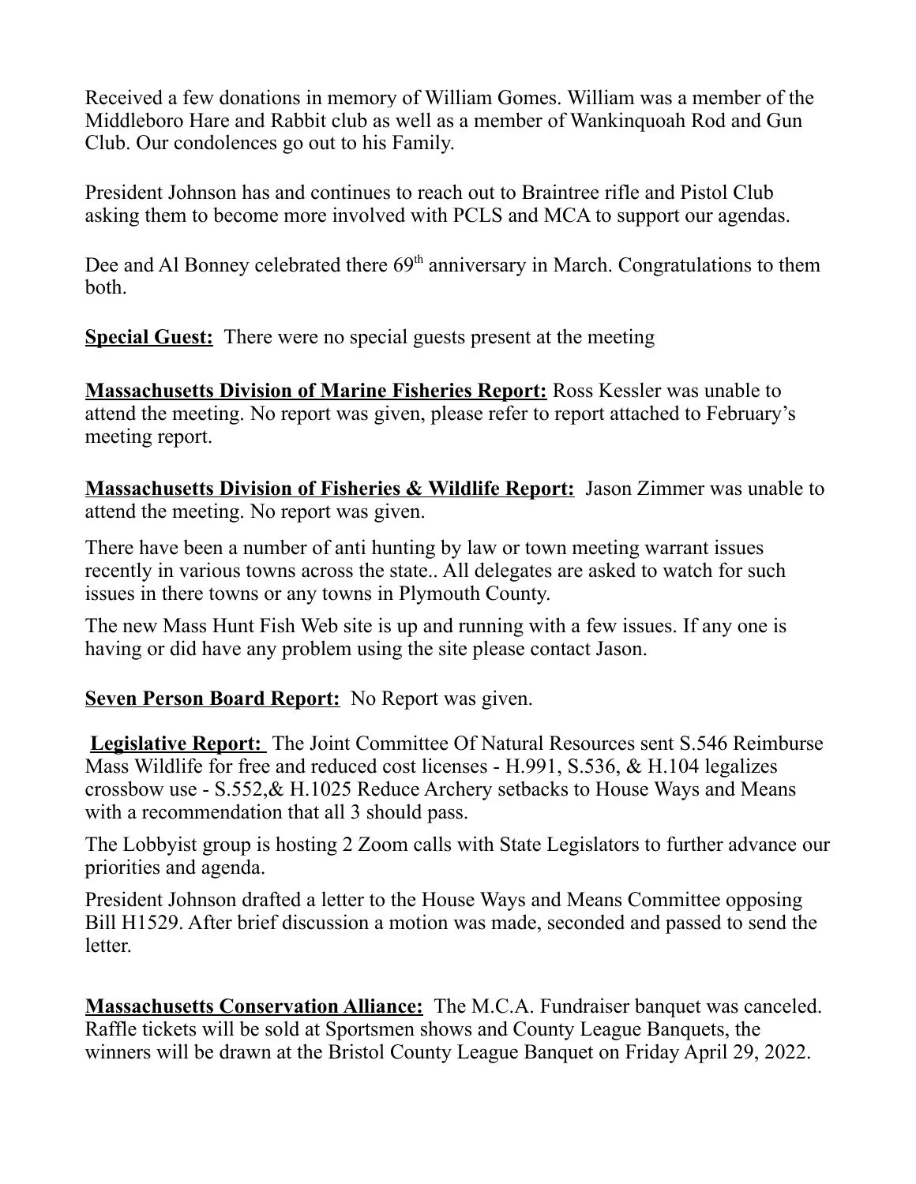Received a few donations in memory of William Gomes. William was a member of the Middleboro Hare and Rabbit club as well as a member of Wankinquoah Rod and Gun Club. Our condolences go out to his Family.

President Johnson has and continues to reach out to Braintree rifle and Pistol Club asking them to become more involved with PCLS and MCA to support our agendas.

Dee and Al Bonney celebrated there 69th anniversary in March. Congratulations to them both.

**Special Guest:** There were no special guests present at the meeting

**Massachusetts Division of Marine Fisheries Report:** Ross Kessler was unable to attend the meeting. No report was given, please refer to report attached to February's meeting report.

**Massachusetts Division of Fisheries & Wildlife Report:** Jason Zimmer was unable to attend the meeting. No report was given.

There have been a number of anti hunting by law or town meeting warrant issues recently in various towns across the state.. All delegates are asked to watch for such issues in there towns or any towns in Plymouth County.

The new Mass Hunt Fish Web site is up and running with a few issues. If any one is having or did have any problem using the site please contact Jason.

**Seven Person Board Report:** No Report was given.

**Legislative Report:** The Joint Committee Of Natural Resources sent S.546 Reimburse Mass Wildlife for free and reduced cost licenses - H.991, S.536, & H.104 legalizes crossbow use - S.552,& H.1025 Reduce Archery setbacks to House Ways and Means with a recommendation that all 3 should pass.

The Lobbyist group is hosting 2 Zoom calls with State Legislators to further advance our priorities and agenda.

President Johnson drafted a letter to the House Ways and Means Committee opposing Bill H1529. After brief discussion a motion was made, seconded and passed to send the letter.

**Massachusetts Conservation Alliance:** The M.C.A. Fundraiser banquet was canceled. Raffle tickets will be sold at Sportsmen shows and County League Banquets, the winners will be drawn at the Bristol County League Banquet on Friday April 29, 2022.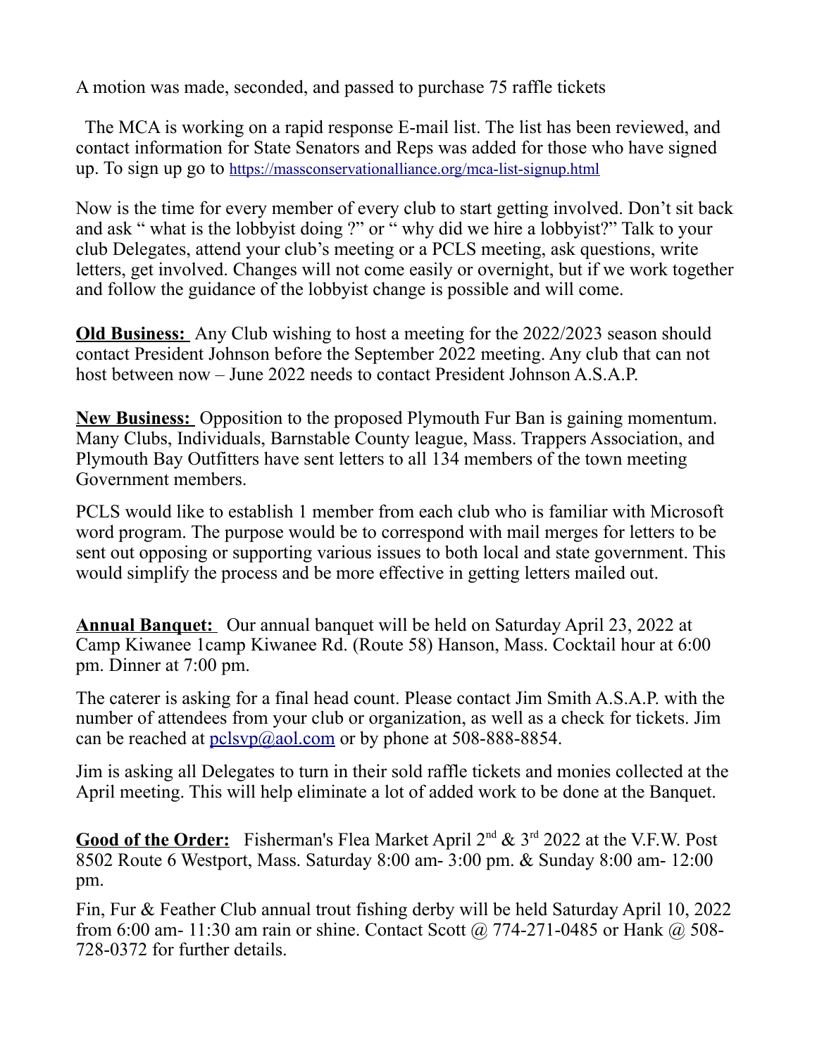A motion was made, seconded, and passed to purchase 75 raffle tickets

The MCA is working on a rapid response E-mail list. The list has been reviewed, and contact information for State Senators and Reps was added for those who have signed up. To sign up go to https://massconservationalliance.org/mca-list-signup.html

Now is the time for every member of every club to start getting involved. Don't sit back and ask " what is the lobbyist doing ?" or " why did we hire a lobbyist?" Talk to your club Delegates, attend your club's meeting or a PCLS meeting, ask questions, write letters, get involved. Changes will not come easily or overnight, but if we work together and follow the guidance of the lobbyist change is possible and will come.

**Old Business:** Any Club wishing to host a meeting for the 2022/2023 season should contact President Johnson before the September 2022 meeting. Any club that can not host between now – June 2022 needs to contact President Johnson A.S.A.P.

**New Business:** Opposition to the proposed Plymouth Fur Ban is gaining momentum. Many Clubs, Individuals, Barnstable County league, Mass. Trappers Association, and Plymouth Bay Outfitters have sent letters to all 134 members of the town meeting Government members.

PCLS would like to establish 1 member from each club who is familiar with Microsoft word program. The purpose would be to correspond with mail merges for letters to be sent out opposing or supporting various issues to both local and state government. This would simplify the process and be more effective in getting letters mailed out.

**Annual Banquet:** Our annual banquet will be held on Saturday April 23, 2022 at Camp Kiwanee 1camp Kiwanee Rd. (Route 58) Hanson, Mass. Cocktail hour at 6:00 pm. Dinner at 7:00 pm.

The caterer is asking for a final head count. Please contact Jim Smith A.S.A.P. with the number of attendees from your club or organization, as well as a check for tickets. Jim can be reached at pclsvp@aol.com or by phone at 508-888-8854.

Jim is asking all Delegates to turn in their sold raffle tickets and monies collected at the April meeting. This will help eliminate a lot of added work to be done at the Banquet.

**Good of the Order:** Fisherman's Flea Market April 2nd & 3rd 2022 at the V.F.W. Post 8502 Route 6 Westport, Mass. Saturday 8:00 am- 3:00 pm. & Sunday 8:00 am- 12:00 pm.

Fin, Fur & Feather Club annual trout fishing derby will be held Saturday April 10, 2022 from 6:00 am- 11:30 am rain or shine. Contact Scott @ 774-271-0485 or Hank @ 508-728-0372 for further details.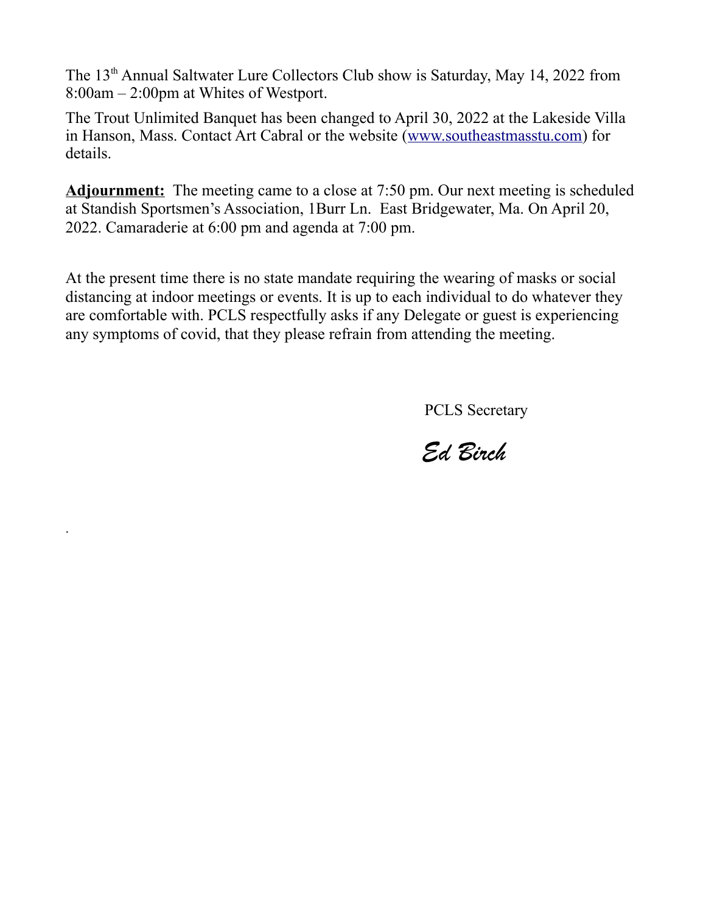The 13th Annual Saltwater Lure Collectors Club show is Saturday, May 14, 2022 from 8:00am – 2:00pm at Whites of Westport.

The Trout Unlimited Banquet has been changed to April 30, 2022 at the Lakeside Villa in Hanson, Mass. Contact Art Cabral or the website (www.southeastmasstu.com) for details.

**Adjournment:** The meeting came to a close at 7:50 pm. Our next meeting is scheduled at Standish Sportsmen's Association, 1Burr Ln. East Bridgewater, Ma. On April 20, 2022. Camaraderie at 6:00 pm and agenda at 7:00 pm.

At the present time there is no state mandate requiring the wearing of masks or social distancing at indoor meetings or events. It is up to each individual to do whatever they are comfortable with. PCLS respectfully asks if any Delegate or guest is experiencing any symptoms of covid, that they please refrain from attending the meeting.

PCLS Secretary

*Ed Birch*

.